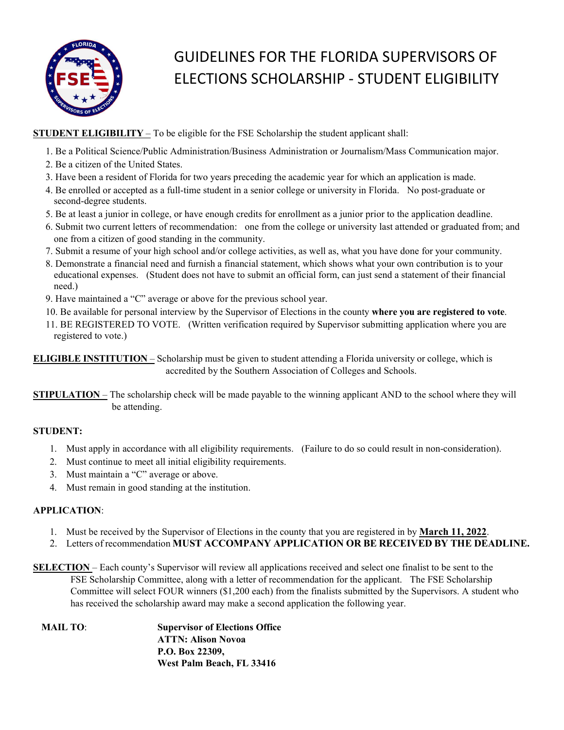# GUIDELINES FOR THE FLORIDA SUPERVISORS OF ELECTIONS SCHOLARSHIP - STUDENT ELIGIBILITY

**STUDENT ELIGIBILITY** – To be eligible for the FSE Scholarship the student applicant shall:

1. Be a Political Science/Public Administration/Business Administration or Journalism/Mass Communication major.
2. Be a citizen of the United States.
3. Have been a resident of Florida for two years preceding the academic year for which an application is made.
4. Be enrolled or accepted as a full-time student in a senior college or university in Florida. No post-graduate or second-degree students.
5. Be at least a junior in college, or have enough credits for enrollment as a junior prior to the application deadline.
6. Submit two current letters of recommendation: one from the college or university last attended or graduated from; and one from a citizen of good standing in the community.
7. Submit a resume of your high school and/or college activities, as well as, what you have done for your community.
8. Demonstrate a financial need and furnish a financial statement, which shows what your own contribution is to your educational expenses. (Student does not have to submit an official form, can just send a statement of their financial need.)
9. Have maintained a "C" average or above for the previous school year.
10. Be available for personal interview by the Supervisor of Elections in the county **where you are registered to vote**.
11. BE REGISTERED TO VOTE. (Written verification required by Supervisor submitting application where you are registered to vote.)

**ELIGIBLE INSTITUTION** – Scholarship must be given to student attending a Florida university or college, which is accredited by the Southern Association of Colleges and Schools.

**STIPULATION** – The scholarship check will be made payable to the winning applicant AND to the school where they will be attending.

**STUDENT:**

1. Must apply in accordance with all eligibility requirements. (Failure to do so could result in non-consideration).
2. Must continue to meet all initial eligibility requirements.
3. Must maintain a "C" average or above.
4. Must remain in good standing at the institution.

**APPLICATION**:

1. Must be received by the Supervisor of Elections in the county that you are registered in by **March 11, 2022**.
2. Letters of recommendation **MUST ACCOMPANY APPLICATION OR BE RECEIVED BY THE DEADLINE.**

**SELECTION** – Each county's Supervisor will review all applications received and select one finalist to be sent to the FSE Scholarship Committee, along with a letter of recommendation for the applicant. The FSE Scholarship Committee will select FOUR winners ($1,200 each) from the finalists submitted by the Supervisors. A student who has received the scholarship award may make a second application the following year.

**MAIL TO**:

**Supervisor of Elections Office**
**ATTN: Alison Novoa**
**P.O. Box 22309,**
**West Palm Beach, FL 33416**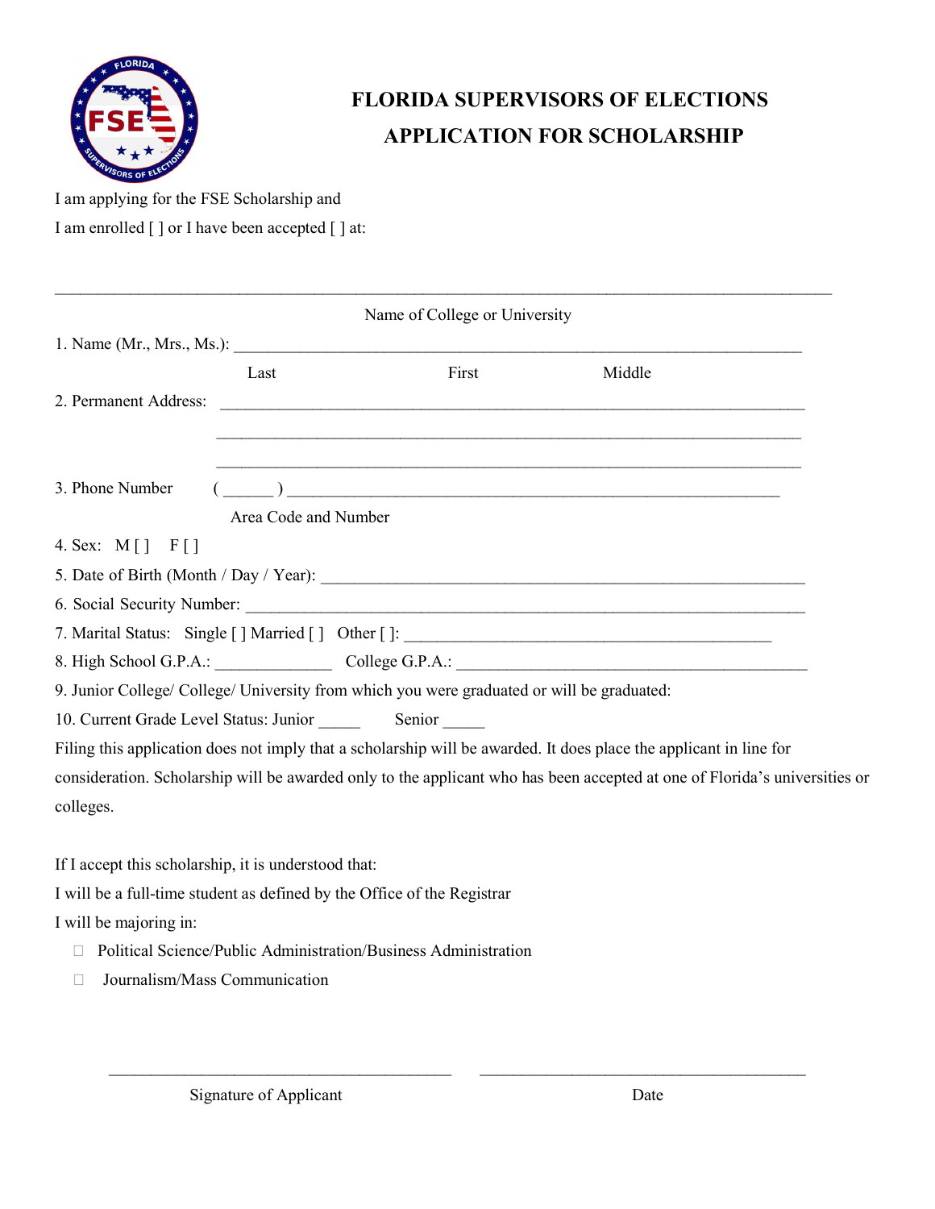# FLORIDA SUPERVISORS OF ELECTIONS

# APPLICATION FOR SCHOLARSHIP

I am applying for the FSE Scholarship and

I am enrolled [ ] or I have been accepted [ ] at:

_____________________________________________________________________________________

Name of College or University

1. Name (Mr., Mrs., Ms.): _______________________________________________________________

   Last First Middle

2. Permanent Address: _______________________________________________________________

   _______________________________________________________________

   _______________________________________________________________

3. Phone Number ( ______ ) ____________________________________________________

   Area Code and Number

4. Sex: M [ ] F [ ]

5. Date of Birth (Month / Day / Year): ____________________________________________________

6. Social Security Number: _______________________________________________________________

7. Marital Status: Single [ ] Married [ ] Other [ ]: ___________________________________________

8. High School G.P.A.: _____________ College G.P.A.: ________________________________________

9. Junior College/ College/ University from which you were graduated or will be graduated:

10. Current Grade Level Status: Junior _____ Senior _____

Filing this application does not imply that a scholarship will be awarded. It does place the applicant in line for consideration. Scholarship will be awarded only to the applicant who has been accepted at one of Florida's universities or colleges.

If I accept this scholarship, it is understood that:

I will be a full-time student as defined by the Office of the Registrar

I will be majoring in:

- ☐ Political Science/Public Administration/Business Administration
- ☐ Journalism/Mass Communication

_________________________________________ _________________________________________

Signature of Applicant Date